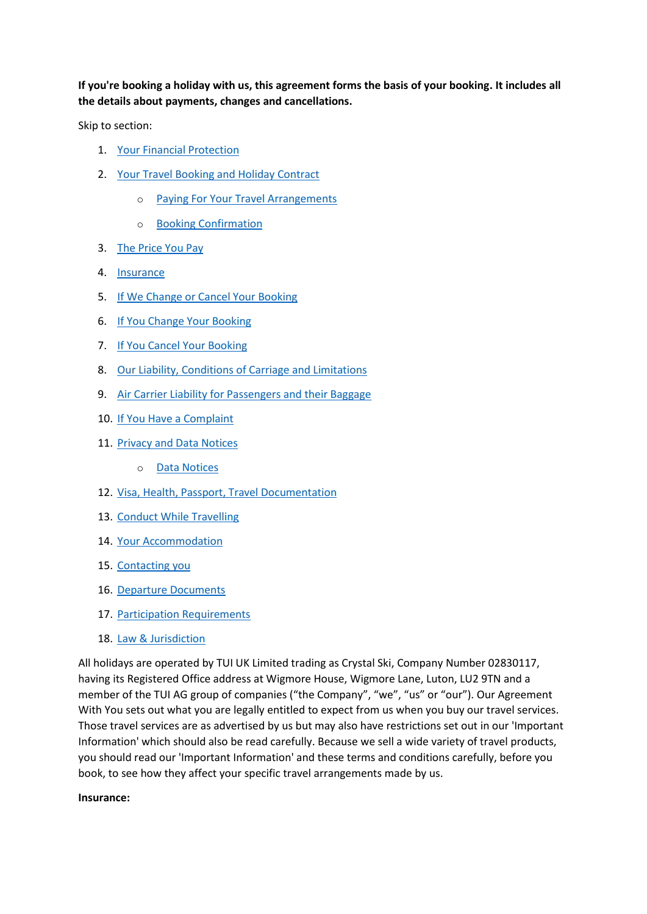**If you're booking a holiday with us, this agreement forms the basis of your booking. It includes all the details about payments, changes and cancellations.**

Skip to section:

1. Your Financial Protection
2. Your Travel Booking and Holiday Contract
   - Paying For Your Travel Arrangements
   - Booking Confirmation
3. The Price You Pay
4. Insurance
5. If We Change or Cancel Your Booking
6. If You Change Your Booking
7. If You Cancel Your Booking
8. Our Liability, Conditions of Carriage and Limitations
9. Air Carrier Liability for Passengers and their Baggage
10. If You Have a Complaint
11. Privacy and Data Notices
    - Data Notices
12. Visa, Health, Passport, Travel Documentation
13. Conduct While Travelling
14. Your Accommodation
15. Contacting you
16. Departure Documents
17. Participation Requirements
18. Law & Jurisdiction

All holidays are operated by TUI UK Limited trading as Crystal Ski, Company Number 02830117, having its Registered Office address at Wigmore House, Wigmore Lane, Luton, LU2 9TN and a member of the TUI AG group of companies (“the Company”, “we”, “us” or “our”). Our Agreement With You sets out what you are legally entitled to expect from us when you buy our travel services. Those travel services are as advertised by us but may also have restrictions set out in our 'Important Information' which should also be read carefully. Because we sell a wide variety of travel products, you should read our 'Important Information' and these terms and conditions carefully, before you book, to see how they affect your specific travel arrangements made by us.

**Insurance:**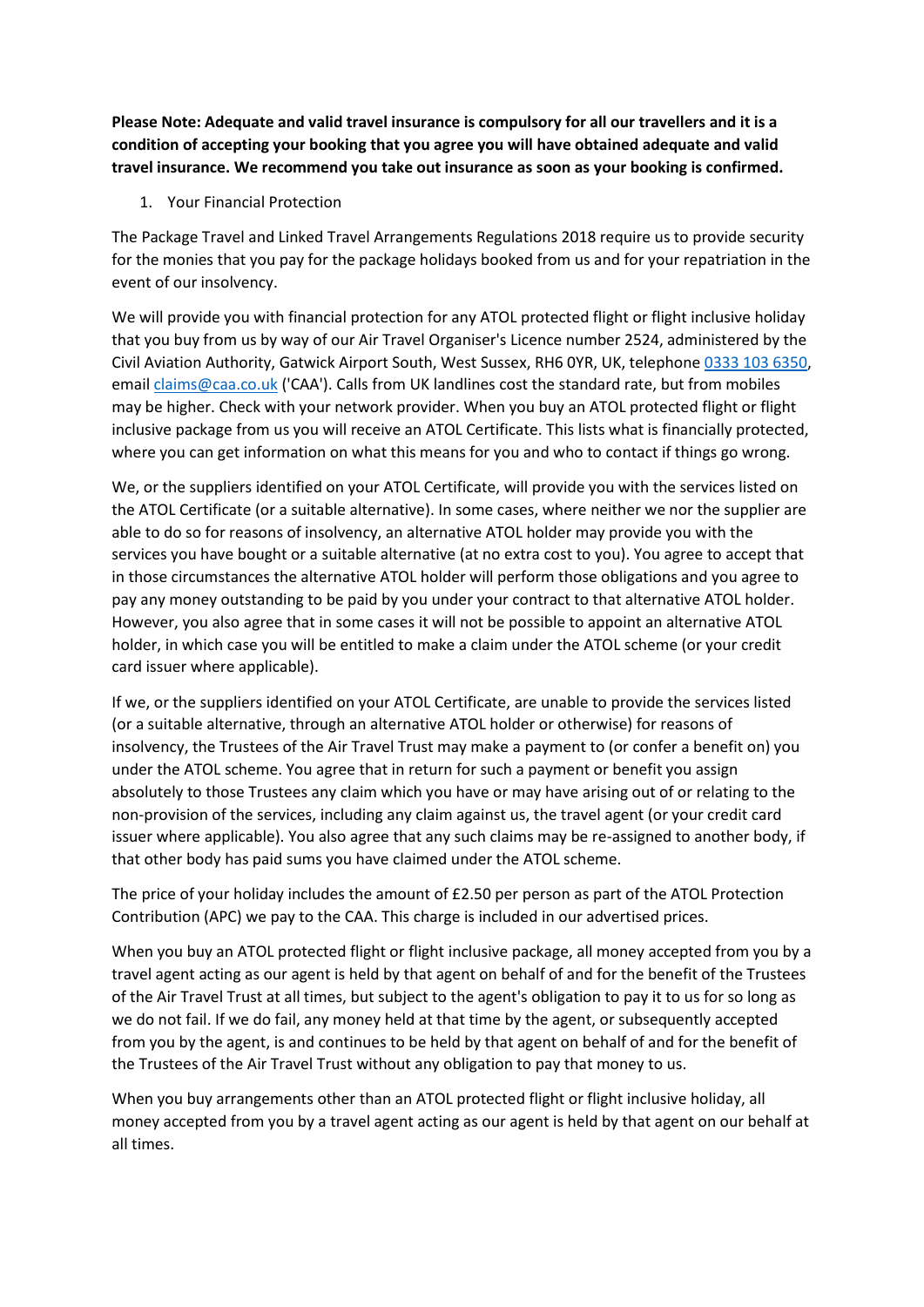**Please Note: Adequate and valid travel insurance is compulsory for all our travellers and it is a condition of accepting your booking that you agree you will have obtained adequate and valid travel insurance. We recommend you take out insurance as soon as your booking is confirmed.**

1. Your Financial Protection

The Package Travel and Linked Travel Arrangements Regulations 2018 require us to provide security for the monies that you pay for the package holidays booked from us and for your repatriation in the event of our insolvency.

We will provide you with financial protection for any ATOL protected flight or flight inclusive holiday that you buy from us by way of our Air Travel Organiser's Licence number 2524, administered by the Civil Aviation Authority, Gatwick Airport South, West Sussex, RH6 0YR, UK, telephone [0333 103 6350](tel:03331036350), email [claims@caa.co.uk](mailto:claims@caa.co.uk) ('CAA'). Calls from UK landlines cost the standard rate, but from mobiles may be higher. Check with your network provider. When you buy an ATOL protected flight or flight inclusive package from us you will receive an ATOL Certificate. This lists what is financially protected, where you can get information on what this means for you and who to contact if things go wrong.

We, or the suppliers identified on your ATOL Certificate, will provide you with the services listed on the ATOL Certificate (or a suitable alternative). In some cases, where neither we nor the supplier are able to do so for reasons of insolvency, an alternative ATOL holder may provide you with the services you have bought or a suitable alternative (at no extra cost to you). You agree to accept that in those circumstances the alternative ATOL holder will perform those obligations and you agree to pay any money outstanding to be paid by you under your contract to that alternative ATOL holder. However, you also agree that in some cases it will not be possible to appoint an alternative ATOL holder, in which case you will be entitled to make a claim under the ATOL scheme (or your credit card issuer where applicable).

If we, or the suppliers identified on your ATOL Certificate, are unable to provide the services listed (or a suitable alternative, through an alternative ATOL holder or otherwise) for reasons of insolvency, the Trustees of the Air Travel Trust may make a payment to (or confer a benefit on) you under the ATOL scheme. You agree that in return for such a payment or benefit you assign absolutely to those Trustees any claim which you have or may have arising out of or relating to the non-provision of the services, including any claim against us, the travel agent (or your credit card issuer where applicable). You also agree that any such claims may be re-assigned to another body, if that other body has paid sums you have claimed under the ATOL scheme.

The price of your holiday includes the amount of £2.50 per person as part of the ATOL Protection Contribution (APC) we pay to the CAA. This charge is included in our advertised prices.

When you buy an ATOL protected flight or flight inclusive package, all money accepted from you by a travel agent acting as our agent is held by that agent on behalf of and for the benefit of the Trustees of the Air Travel Trust at all times, but subject to the agent's obligation to pay it to us for so long as we do not fail. If we do fail, any money held at that time by the agent, or subsequently accepted from you by the agent, is and continues to be held by that agent on behalf of and for the benefit of the Trustees of the Air Travel Trust without any obligation to pay that money to us.

When you buy arrangements other than an ATOL protected flight or flight inclusive holiday, all money accepted from you by a travel agent acting as our agent is held by that agent on our behalf at all times.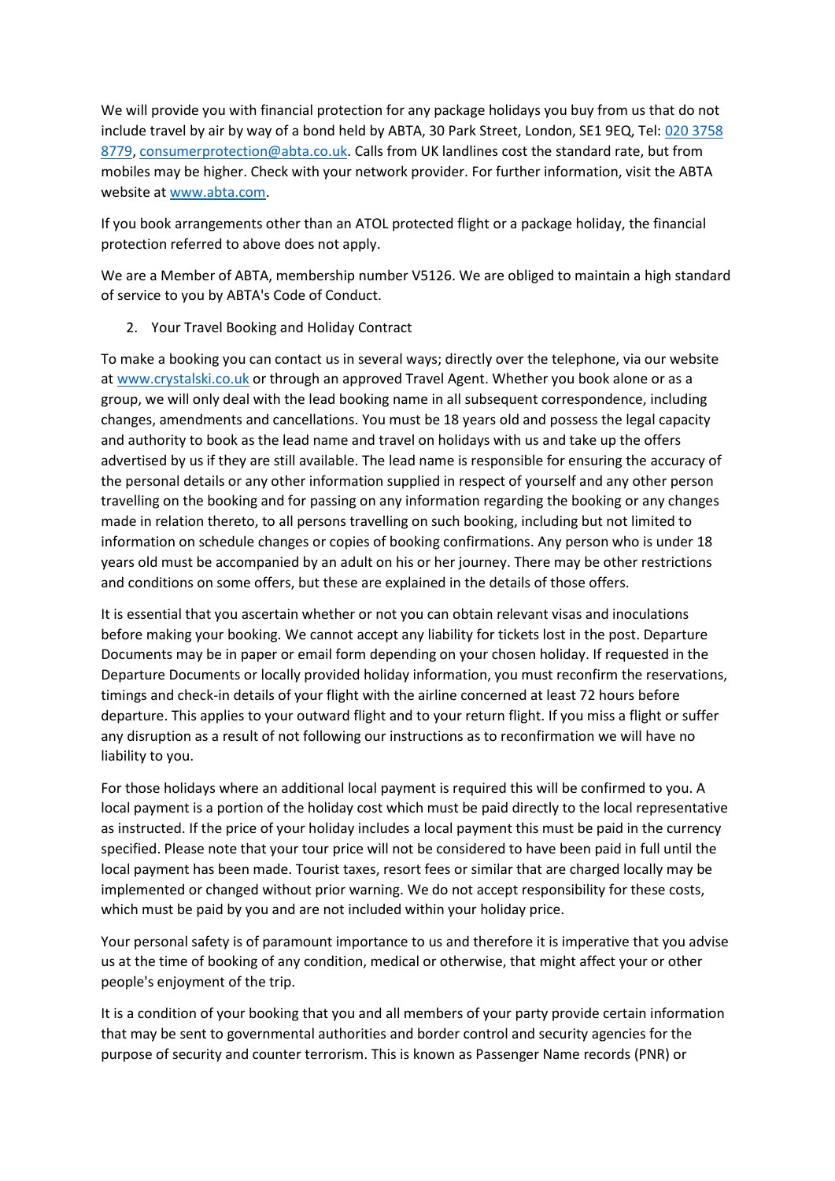We will provide you with financial protection for any package holidays you buy from us that do not include travel by air by way of a bond held by ABTA, 30 Park Street, London, SE1 9EQ, Tel: 020 3758 8779, consumerprotection@abta.co.uk. Calls from UK landlines cost the standard rate, but from mobiles may be higher. Check with your network provider. For further information, visit the ABTA website at www.abta.com.

If you book arrangements other than an ATOL protected flight or a package holiday, the financial protection referred to above does not apply.

We are a Member of ABTA, membership number V5126. We are obliged to maintain a high standard of service to you by ABTA's Code of Conduct.

2. Your Travel Booking and Holiday Contract

To make a booking you can contact us in several ways; directly over the telephone, via our website at www.crystalski.co.uk or through an approved Travel Agent. Whether you book alone or as a group, we will only deal with the lead booking name in all subsequent correspondence, including changes, amendments and cancellations. You must be 18 years old and possess the legal capacity and authority to book as the lead name and travel on holidays with us and take up the offers advertised by us if they are still available. The lead name is responsible for ensuring the accuracy of the personal details or any other information supplied in respect of yourself and any other person travelling on the booking and for passing on any information regarding the booking or any changes made in relation thereto, to all persons travelling on such booking, including but not limited to information on schedule changes or copies of booking confirmations. Any person who is under 18 years old must be accompanied by an adult on his or her journey. There may be other restrictions and conditions on some offers, but these are explained in the details of those offers.

It is essential that you ascertain whether or not you can obtain relevant visas and inoculations before making your booking. We cannot accept any liability for tickets lost in the post. Departure Documents may be in paper or email form depending on your chosen holiday. If requested in the Departure Documents or locally provided holiday information, you must reconfirm the reservations, timings and check-in details of your flight with the airline concerned at least 72 hours before departure. This applies to your outward flight and to your return flight. If you miss a flight or suffer any disruption as a result of not following our instructions as to reconfirmation we will have no liability to you.

For those holidays where an additional local payment is required this will be confirmed to you. A local payment is a portion of the holiday cost which must be paid directly to the local representative as instructed. If the price of your holiday includes a local payment this must be paid in the currency specified. Please note that your tour price will not be considered to have been paid in full until the local payment has been made. Tourist taxes, resort fees or similar that are charged locally may be implemented or changed without prior warning. We do not accept responsibility for these costs, which must be paid by you and are not included within your holiday price.

Your personal safety is of paramount importance to us and therefore it is imperative that you advise us at the time of booking of any condition, medical or otherwise, that might affect your or other people's enjoyment of the trip.

It is a condition of your booking that you and all members of your party provide certain information that may be sent to governmental authorities and border control and security agencies for the purpose of security and counter terrorism. This is known as Passenger Name records (PNR) or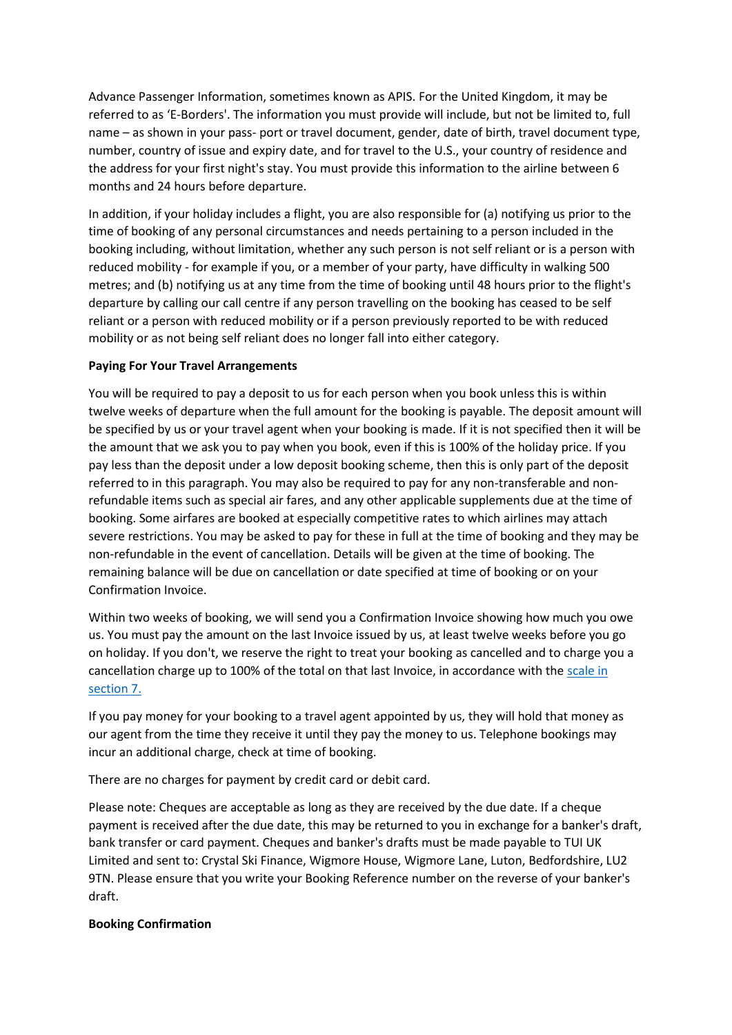Advance Passenger Information, sometimes known as APIS. For the United Kingdom, it may be referred to as 'E-Borders'. The information you must provide will include, but not be limited to, full name – as shown in your pass- port or travel document, gender, date of birth, travel document type, number, country of issue and expiry date, and for travel to the U.S., your country of residence and the address for your first night's stay. You must provide this information to the airline between 6 months and 24 hours before departure.

In addition, if your holiday includes a flight, you are also responsible for (a) notifying us prior to the time of booking of any personal circumstances and needs pertaining to a person included in the booking including, without limitation, whether any such person is not self reliant or is a person with reduced mobility - for example if you, or a member of your party, have difficulty in walking 500 metres; and (b) notifying us at any time from the time of booking until 48 hours prior to the flight's departure by calling our call centre if any person travelling on the booking has ceased to be self reliant or a person with reduced mobility or if a person previously reported to be with reduced mobility or as not being self reliant does no longer fall into either category.

**Paying For Your Travel Arrangements**

You will be required to pay a deposit to us for each person when you book unless this is within twelve weeks of departure when the full amount for the booking is payable. The deposit amount will be specified by us or your travel agent when your booking is made. If it is not specified then it will be the amount that we ask you to pay when you book, even if this is 100% of the holiday price. If you pay less than the deposit under a low deposit booking scheme, then this is only part of the deposit referred to in this paragraph. You may also be required to pay for any non-transferable and non-refundable items such as special air fares, and any other applicable supplements due at the time of booking. Some airfares are booked at especially competitive rates to which airlines may attach severe restrictions. You may be asked to pay for these in full at the time of booking and they may be non-refundable in the event of cancellation. Details will be given at the time of booking. The remaining balance will be due on cancellation or date specified at time of booking or on your Confirmation Invoice.

Within two weeks of booking, we will send you a Confirmation Invoice showing how much you owe us. You must pay the amount on the last Invoice issued by us, at least twelve weeks before you go on holiday. If you don't, we reserve the right to treat your booking as cancelled and to charge you a cancellation charge up to 100% of the total on that last Invoice, in accordance with the scale in section 7.

If you pay money for your booking to a travel agent appointed by us, they will hold that money as our agent from the time they receive it until they pay the money to us. Telephone bookings may incur an additional charge, check at time of booking.

There are no charges for payment by credit card or debit card.

Please note: Cheques are acceptable as long as they are received by the due date. If a cheque payment is received after the due date, this may be returned to you in exchange for a banker's draft, bank transfer or card payment. Cheques and banker's drafts must be made payable to TUI UK Limited and sent to: Crystal Ski Finance, Wigmore House, Wigmore Lane, Luton, Bedfordshire, LU2 9TN. Please ensure that you write your Booking Reference number on the reverse of your banker's draft.

**Booking Confirmation**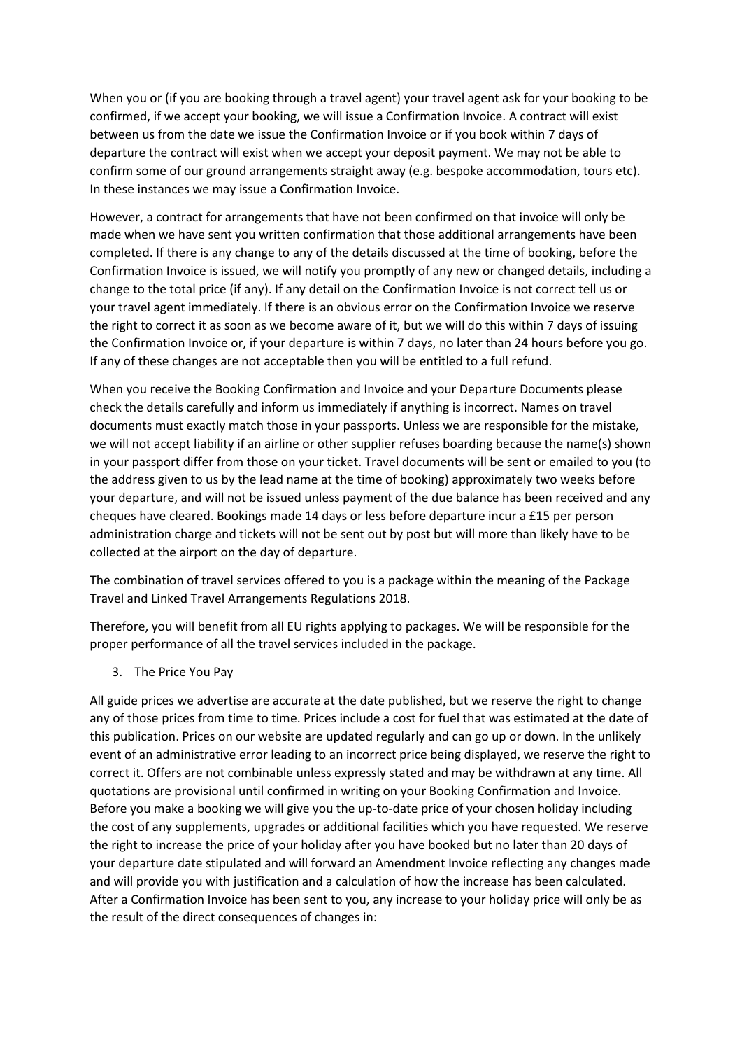When you or (if you are booking through a travel agent) your travel agent ask for your booking to be confirmed, if we accept your booking, we will issue a Confirmation Invoice. A contract will exist between us from the date we issue the Confirmation Invoice or if you book within 7 days of departure the contract will exist when we accept your deposit payment. We may not be able to confirm some of our ground arrangements straight away (e.g. bespoke accommodation, tours etc). In these instances we may issue a Confirmation Invoice.

However, a contract for arrangements that have not been confirmed on that invoice will only be made when we have sent you written confirmation that those additional arrangements have been completed. If there is any change to any of the details discussed at the time of booking, before the Confirmation Invoice is issued, we will notify you promptly of any new or changed details, including a change to the total price (if any). If any detail on the Confirmation Invoice is not correct tell us or your travel agent immediately. If there is an obvious error on the Confirmation Invoice we reserve the right to correct it as soon as we become aware of it, but we will do this within 7 days of issuing the Confirmation Invoice or, if your departure is within 7 days, no later than 24 hours before you go. If any of these changes are not acceptable then you will be entitled to a full refund.

When you receive the Booking Confirmation and Invoice and your Departure Documents please check the details carefully and inform us immediately if anything is incorrect. Names on travel documents must exactly match those in your passports. Unless we are responsible for the mistake, we will not accept liability if an airline or other supplier refuses boarding because the name(s) shown in your passport differ from those on your ticket. Travel documents will be sent or emailed to you (to the address given to us by the lead name at the time of booking) approximately two weeks before your departure, and will not be issued unless payment of the due balance has been received and any cheques have cleared. Bookings made 14 days or less before departure incur a £15 per person administration charge and tickets will not be sent out by post but will more than likely have to be collected at the airport on the day of departure.

The combination of travel services offered to you is a package within the meaning of the Package Travel and Linked Travel Arrangements Regulations 2018.

Therefore, you will benefit from all EU rights applying to packages. We will be responsible for the proper performance of all the travel services included in the package.

3. The Price You Pay

All guide prices we advertise are accurate at the date published, but we reserve the right to change any of those prices from time to time. Prices include a cost for fuel that was estimated at the date of this publication. Prices on our website are updated regularly and can go up or down. In the unlikely event of an administrative error leading to an incorrect price being displayed, we reserve the right to correct it. Offers are not combinable unless expressly stated and may be withdrawn at any time. All quotations are provisional until confirmed in writing on your Booking Confirmation and Invoice. Before you make a booking we will give you the up-to-date price of your chosen holiday including the cost of any supplements, upgrades or additional facilities which you have requested. We reserve the right to increase the price of your holiday after you have booked but no later than 20 days of your departure date stipulated and will forward an Amendment Invoice reflecting any changes made and will provide you with justification and a calculation of how the increase has been calculated. After a Confirmation Invoice has been sent to you, any increase to your holiday price will only be as the result of the direct consequences of changes in: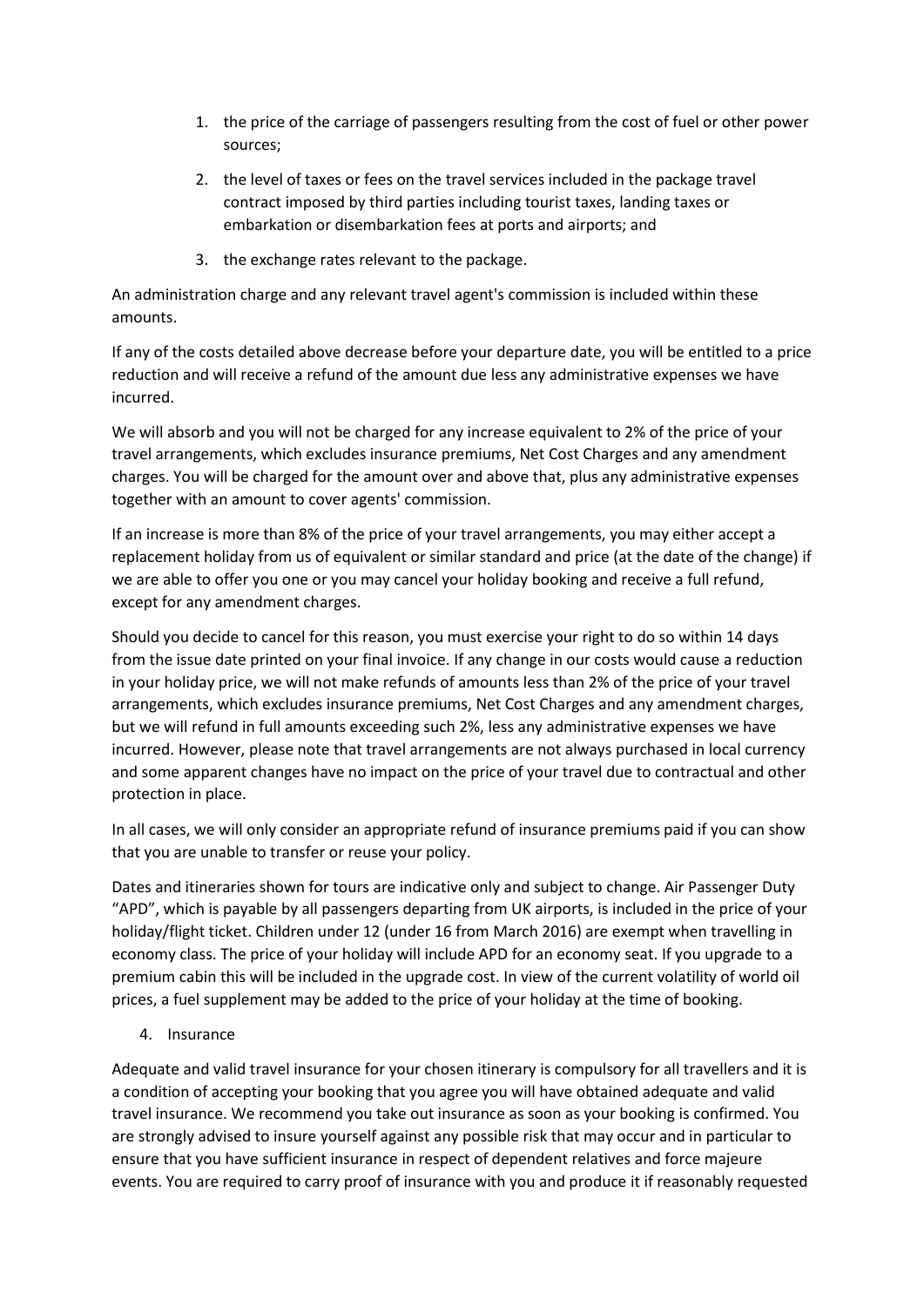1. the price of the carriage of passengers resulting from the cost of fuel or other power sources;
2. the level of taxes or fees on the travel services included in the package travel contract imposed by third parties including tourist taxes, landing taxes or embarkation or disembarkation fees at ports and airports; and
3. the exchange rates relevant to the package.

An administration charge and any relevant travel agent's commission is included within these amounts.

If any of the costs detailed above decrease before your departure date, you will be entitled to a price reduction and will receive a refund of the amount due less any administrative expenses we have incurred.

We will absorb and you will not be charged for any increase equivalent to 2% of the price of your travel arrangements, which excludes insurance premiums, Net Cost Charges and any amendment charges. You will be charged for the amount over and above that, plus any administrative expenses together with an amount to cover agents' commission.

If an increase is more than 8% of the price of your travel arrangements, you may either accept a replacement holiday from us of equivalent or similar standard and price (at the date of the change) if we are able to offer you one or you may cancel your holiday booking and receive a full refund, except for any amendment charges.

Should you decide to cancel for this reason, you must exercise your right to do so within 14 days from the issue date printed on your final invoice. If any change in our costs would cause a reduction in your holiday price, we will not make refunds of amounts less than 2% of the price of your travel arrangements, which excludes insurance premiums, Net Cost Charges and any amendment charges, but we will refund in full amounts exceeding such 2%, less any administrative expenses we have incurred. However, please note that travel arrangements are not always purchased in local currency and some apparent changes have no impact on the price of your travel due to contractual and other protection in place.

In all cases, we will only consider an appropriate refund of insurance premiums paid if you can show that you are unable to transfer or reuse your policy.

Dates and itineraries shown for tours are indicative only and subject to change. Air Passenger Duty "APD", which is payable by all passengers departing from UK airports, is included in the price of your holiday/flight ticket. Children under 12 (under 16 from March 2016) are exempt when travelling in economy class. The price of your holiday will include APD for an economy seat. If you upgrade to a premium cabin this will be included in the upgrade cost. In view of the current volatility of world oil prices, a fuel supplement may be added to the price of your holiday at the time of booking.

4. Insurance

Adequate and valid travel insurance for your chosen itinerary is compulsory for all travellers and it is a condition of accepting your booking that you agree you will have obtained adequate and valid travel insurance. We recommend you take out insurance as soon as your booking is confirmed. You are strongly advised to insure yourself against any possible risk that may occur and in particular to ensure that you have sufficient insurance in respect of dependent relatives and force majeure events. You are required to carry proof of insurance with you and produce it if reasonably requested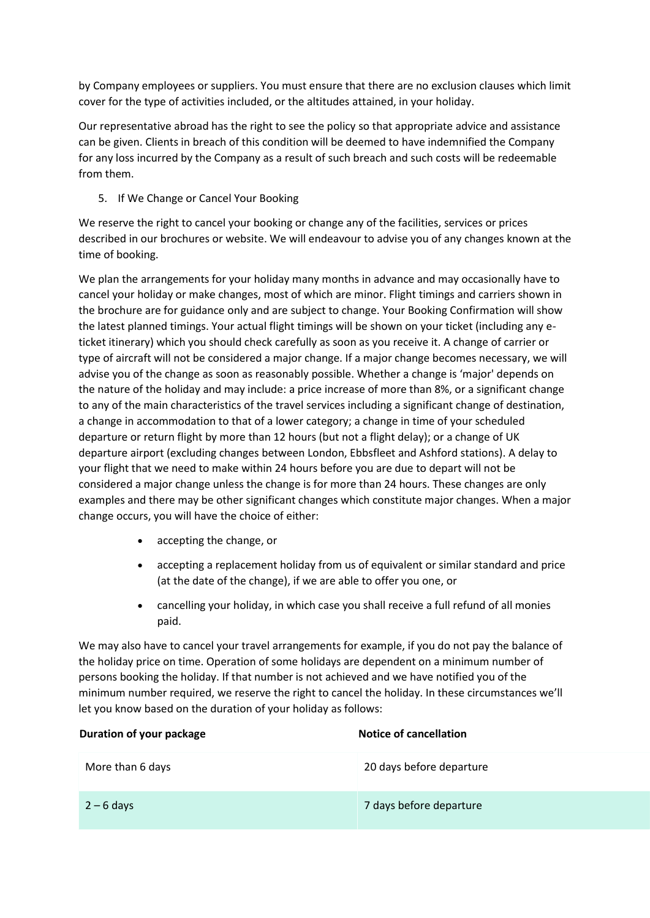by Company employees or suppliers. You must ensure that there are no exclusion clauses which limit cover for the type of activities included, or the altitudes attained, in your holiday.

Our representative abroad has the right to see the policy so that appropriate advice and assistance can be given. Clients in breach of this condition will be deemed to have indemnified the Company for any loss incurred by the Company as a result of such breach and such costs will be redeemable from them.

5. If We Change or Cancel Your Booking

We reserve the right to cancel your booking or change any of the facilities, services or prices described in our brochures or website. We will endeavour to advise you of any changes known at the time of booking.

We plan the arrangements for your holiday many months in advance and may occasionally have to cancel your holiday or make changes, most of which are minor. Flight timings and carriers shown in the brochure are for guidance only and are subject to change. Your Booking Confirmation will show the latest planned timings. Your actual flight timings will be shown on your ticket (including any e-ticket itinerary) which you should check carefully as soon as you receive it. A change of carrier or type of aircraft will not be considered a major change. If a major change becomes necessary, we will advise you of the change as soon as reasonably possible. Whether a change is 'major' depends on the nature of the holiday and may include: a price increase of more than 8%, or a significant change to any of the main characteristics of the travel services including a significant change of destination, a change in accommodation to that of a lower category; a change in time of your scheduled departure or return flight by more than 12 hours (but not a flight delay); or a change of UK departure airport (excluding changes between London, Ebbsfleet and Ashford stations). A delay to your flight that we need to make within 24 hours before you are due to depart will not be considered a major change unless the change is for more than 24 hours. These changes are only examples and there may be other significant changes which constitute major changes. When a major change occurs, you will have the choice of either:

- accepting the change, or
- accepting a replacement holiday from us of equivalent or similar standard and price (at the date of the change), if we are able to offer you one, or
- cancelling your holiday, in which case you shall receive a full refund of all monies paid.

We may also have to cancel your travel arrangements for example, if you do not pay the balance of the holiday price on time. Operation of some holidays are dependent on a minimum number of persons booking the holiday. If that number is not achieved and we have notified you of the minimum number required, we reserve the right to cancel the holiday. In these circumstances we'll let you know based on the duration of your holiday as follows:

| Duration of your package | Notice of cancellation |
| --- | --- |
| More than 6 days | 20 days before departure |
| 2 – 6 days | 7 days before departure |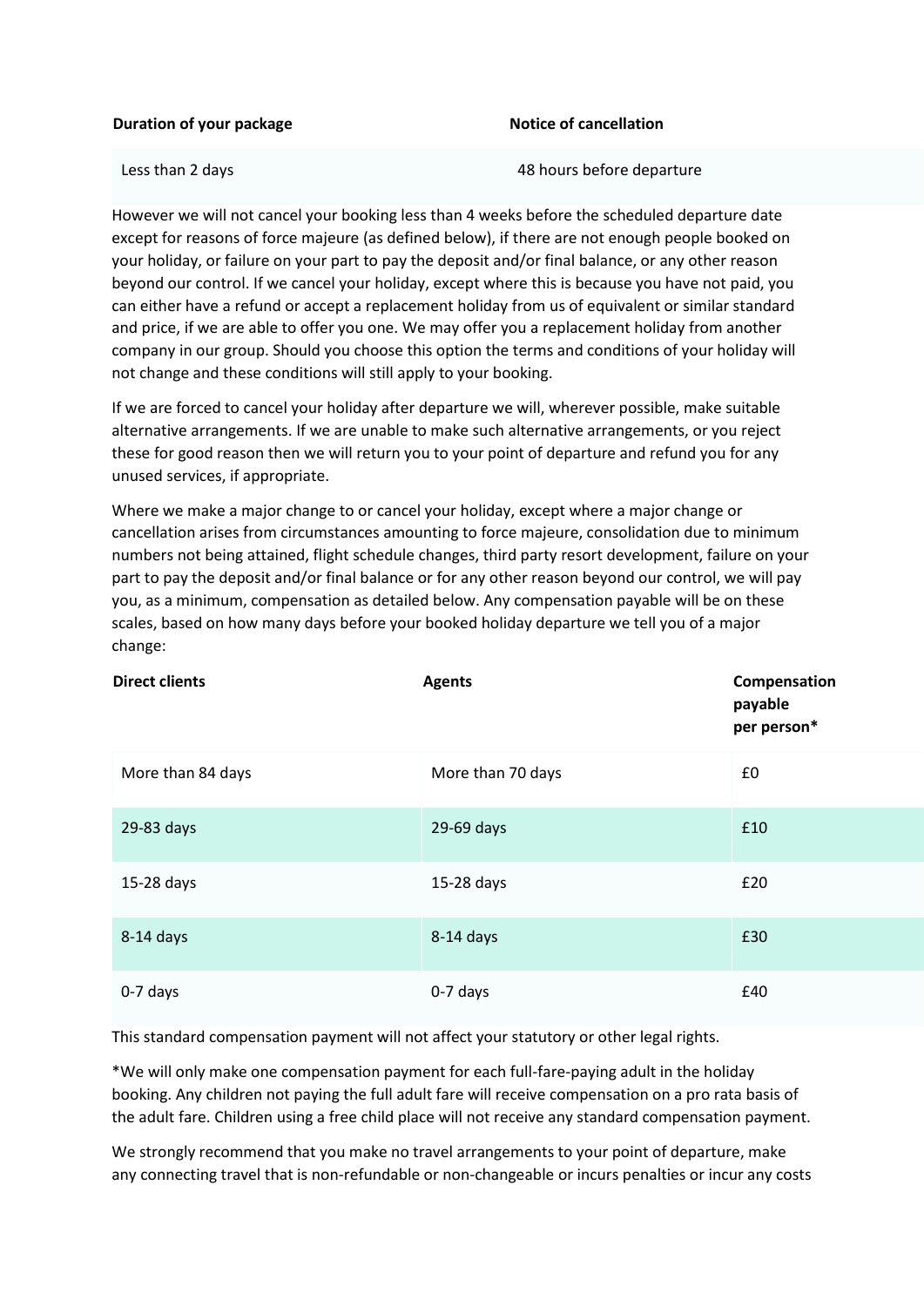| Duration of your package | Notice of cancellation |
|---|---|
| Less than 2 days | 48 hours before departure |

However we will not cancel your booking less than 4 weeks before the scheduled departure date except for reasons of force majeure (as defined below), if there are not enough people booked on your holiday, or failure on your part to pay the deposit and/or final balance, or any other reason beyond our control. If we cancel your holiday, except where this is because you have not paid, you can either have a refund or accept a replacement holiday from us of equivalent or similar standard and price, if we are able to offer you one. We may offer you a replacement holiday from another company in our group. Should you choose this option the terms and conditions of your holiday will not change and these conditions will still apply to your booking.

If we are forced to cancel your holiday after departure we will, wherever possible, make suitable alternative arrangements. If we are unable to make such alternative arrangements, or you reject these for good reason then we will return you to your point of departure and refund you for any unused services, if appropriate.

Where we make a major change to or cancel your holiday, except where a major change or cancellation arises from circumstances amounting to force majeure, consolidation due to minimum numbers not being attained, flight schedule changes, third party resort development, failure on your part to pay the deposit and/or final balance or for any other reason beyond our control, we will pay you, as a minimum, compensation as detailed below. Any compensation payable will be on these scales, based on how many days before your booked holiday departure we tell you of a major change:

| Direct clients | Agents | Compensation payable per person* |
|---|---|---|
| More than 84 days | More than 70 days | £0 |
| 29-83 days | 29-69 days | £10 |
| 15-28 days | 15-28 days | £20 |
| 8-14 days | 8-14 days | £30 |
| 0-7 days | 0-7 days | £40 |

This standard compensation payment will not affect your statutory or other legal rights.

*We will only make one compensation payment for each full-fare-paying adult in the holiday booking. Any children not paying the full adult fare will receive compensation on a pro rata basis of the adult fare. Children using a free child place will not receive any standard compensation payment.

We strongly recommend that you make no travel arrangements to your point of departure, make any connecting travel that is non-refundable or non-changeable or incurs penalties or incur any costs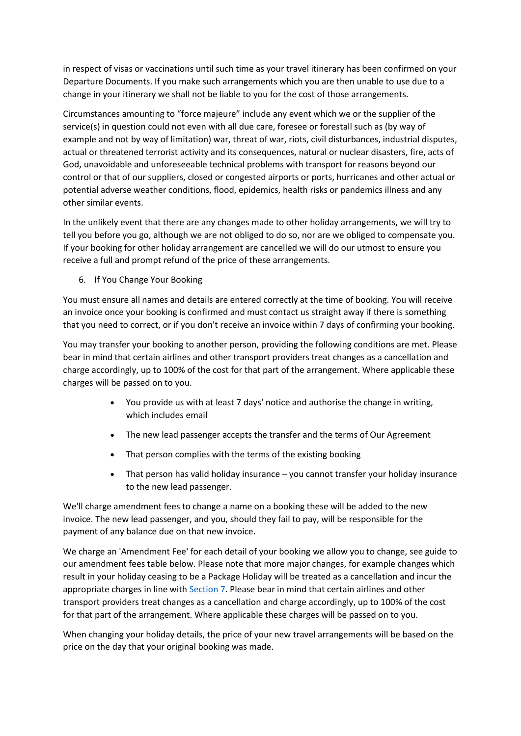in respect of visas or vaccinations until such time as your travel itinerary has been confirmed on your Departure Documents. If you make such arrangements which you are then unable to use due to a change in your itinerary we shall not be liable to you for the cost of those arrangements.

Circumstances amounting to "force majeure" include any event which we or the supplier of the service(s) in question could not even with all due care, foresee or forestall such as (by way of example and not by way of limitation) war, threat of war, riots, civil disturbances, industrial disputes, actual or threatened terrorist activity and its consequences, natural or nuclear disasters, fire, acts of God, unavoidable and unforeseeable technical problems with transport for reasons beyond our control or that of our suppliers, closed or congested airports or ports, hurricanes and other actual or potential adverse weather conditions, flood, epidemics, health risks or pandemics illness and any other similar events.

In the unlikely event that there are any changes made to other holiday arrangements, we will try to tell you before you go, although we are not obliged to do so, nor are we obliged to compensate you. If your booking for other holiday arrangement are cancelled we will do our utmost to ensure you receive a full and prompt refund of the price of these arrangements.

6. If You Change Your Booking

You must ensure all names and details are entered correctly at the time of booking. You will receive an invoice once your booking is confirmed and must contact us straight away if there is something that you need to correct, or if you don't receive an invoice within 7 days of confirming your booking.

You may transfer your booking to another person, providing the following conditions are met. Please bear in mind that certain airlines and other transport providers treat changes as a cancellation and charge accordingly, up to 100% of the cost for that part of the arrangement. Where applicable these charges will be passed on to you.

- You provide us with at least 7 days' notice and authorise the change in writing, which includes email
- The new lead passenger accepts the transfer and the terms of Our Agreement
- That person complies with the terms of the existing booking
- That person has valid holiday insurance – you cannot transfer your holiday insurance to the new lead passenger.

We'll charge amendment fees to change a name on a booking these will be added to the new invoice. The new lead passenger, and you, should they fail to pay, will be responsible for the payment of any balance due on that new invoice.

We charge an 'Amendment Fee' for each detail of your booking we allow you to change, see guide to our amendment fees table below. Please note that more major changes, for example changes which result in your holiday ceasing to be a Package Holiday will be treated as a cancellation and incur the appropriate charges in line with Section 7. Please bear in mind that certain airlines and other transport providers treat changes as a cancellation and charge accordingly, up to 100% of the cost for that part of the arrangement. Where applicable these charges will be passed on to you.

When changing your holiday details, the price of your new travel arrangements will be based on the price on the day that your original booking was made.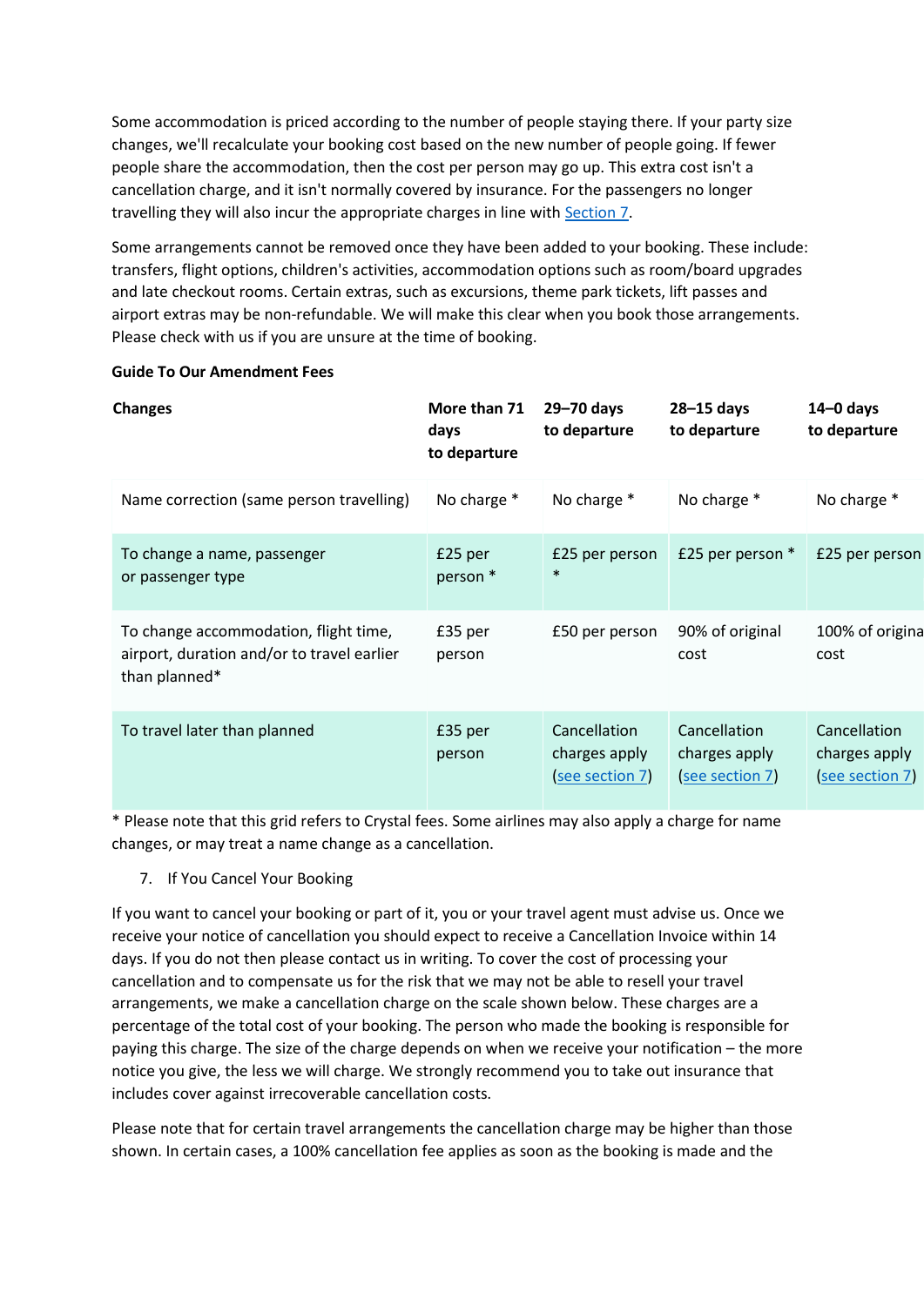Some accommodation is priced according to the number of people staying there. If your party size changes, we'll recalculate your booking cost based on the new number of people going. If fewer people share the accommodation, then the cost per person may go up. This extra cost isn't a cancellation charge, and it isn't normally covered by insurance. For the passengers no longer travelling they will also incur the appropriate charges in line with Section 7.

Some arrangements cannot be removed once they have been added to your booking. These include: transfers, flight options, children's activities, accommodation options such as room/board upgrades and late checkout rooms. Certain extras, such as excursions, theme park tickets, lift passes and airport extras may be non-refundable. We will make this clear when you book those arrangements. Please check with us if you are unsure at the time of booking.

**Guide To Our Amendment Fees**

| Changes | More than 71 days to departure | 29–70 days to departure | 28–15 days to departure | 14–0 days to departure |
|---|---|---|---|---|
| Name correction (same person travelling) | No charge * | No charge * | No charge * | No charge * |
| To change a name, passenger or passenger type | £25 per person * | £25 per person * | £25 per person * | £25 per person |
| To change accommodation, flight time, airport, duration and/or to travel earlier than planned* | £35 per person | £50 per person | 90% of original cost | 100% of origina cost |
| To travel later than planned | £35 per person | Cancellation charges apply (see section 7) | Cancellation charges apply (see section 7) | Cancellation charges apply (see section 7) |

* Please note that this grid refers to Crystal fees. Some airlines may also apply a charge for name changes, or may treat a name change as a cancellation.

7. If You Cancel Your Booking

If you want to cancel your booking or part of it, you or your travel agent must advise us. Once we receive your notice of cancellation you should expect to receive a Cancellation Invoice within 14 days. If you do not then please contact us in writing. To cover the cost of processing your cancellation and to compensate us for the risk that we may not be able to resell your travel arrangements, we make a cancellation charge on the scale shown below. These charges are a percentage of the total cost of your booking. The person who made the booking is responsible for paying this charge. The size of the charge depends on when we receive your notification – the more notice you give, the less we will charge. We strongly recommend you to take out insurance that includes cover against irrecoverable cancellation costs.

Please note that for certain travel arrangements the cancellation charge may be higher than those shown. In certain cases, a 100% cancellation fee applies as soon as the booking is made and the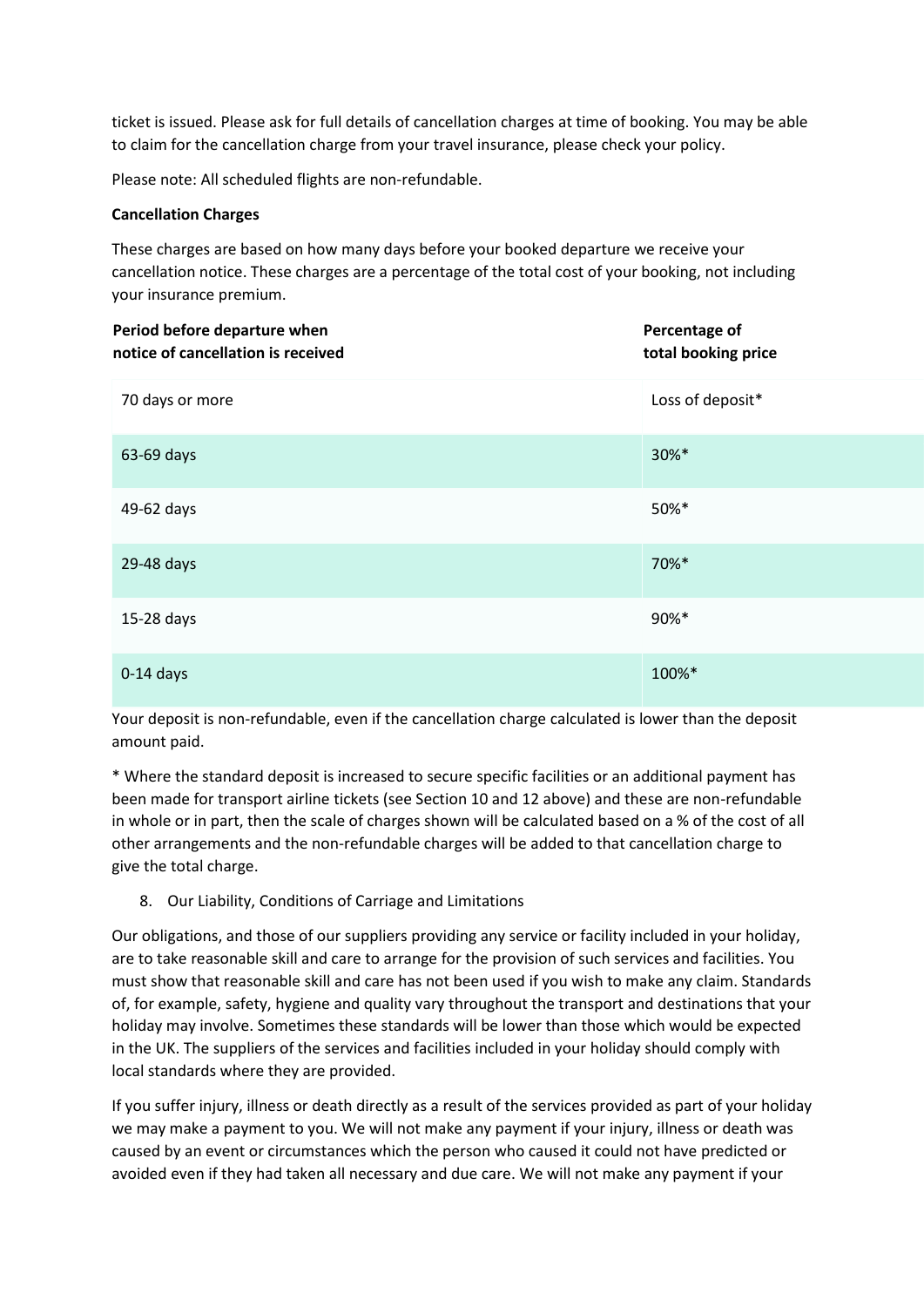ticket is issued. Please ask for full details of cancellation charges at time of booking. You may be able to claim for the cancellation charge from your travel insurance, please check your policy.

Please note: All scheduled flights are non-refundable.

**Cancellation Charges**

These charges are based on how many days before your booked departure we receive your cancellation notice. These charges are a percentage of the total cost of your booking, not including your insurance premium.

| Period before departure when notice of cancellation is received | Percentage of total booking price |
|---|---|
| 70 days or more | Loss of deposit* |
| 63-69 days | 30%* |
| 49-62 days | 50%* |
| 29-48 days | 70%* |
| 15-28 days | 90%* |
| 0-14 days | 100%* |

Your deposit is non-refundable, even if the cancellation charge calculated is lower than the deposit amount paid.

* Where the standard deposit is increased to secure specific facilities or an additional payment has been made for transport airline tickets (see Section 10 and 12 above) and these are non-refundable in whole or in part, then the scale of charges shown will be calculated based on a % of the cost of all other arrangements and the non-refundable charges will be added to that cancellation charge to give the total charge.

8. Our Liability, Conditions of Carriage and Limitations

Our obligations, and those of our suppliers providing any service or facility included in your holiday, are to take reasonable skill and care to arrange for the provision of such services and facilities. You must show that reasonable skill and care has not been used if you wish to make any claim. Standards of, for example, safety, hygiene and quality vary throughout the transport and destinations that your holiday may involve. Sometimes these standards will be lower than those which would be expected in the UK. The suppliers of the services and facilities included in your holiday should comply with local standards where they are provided.

If you suffer injury, illness or death directly as a result of the services provided as part of your holiday we may make a payment to you. We will not make any payment if your injury, illness or death was caused by an event or circumstances which the person who caused it could not have predicted or avoided even if they had taken all necessary and due care. We will not make any payment if your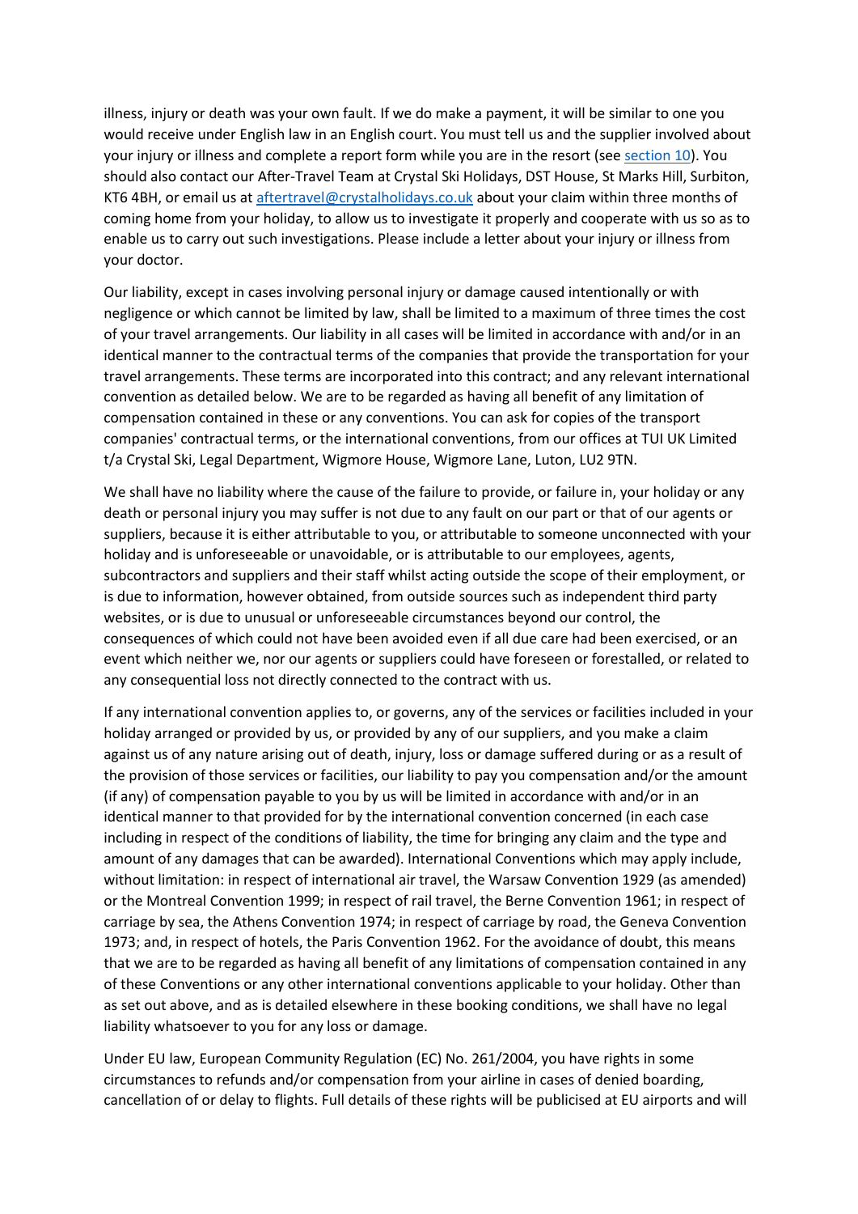illness, injury or death was your own fault. If we do make a payment, it will be similar to one you would receive under English law in an English court. You must tell us and the supplier involved about your injury or illness and complete a report form while you are in the resort (see [section 10]). You should also contact our After-Travel Team at Crystal Ski Holidays, DST House, St Marks Hill, Surbiton, KT6 4BH, or email us at [aftertravel@crystalholidays.co.uk] about your claim within three months of coming home from your holiday, to allow us to investigate it properly and cooperate with us so as to enable us to carry out such investigations. Please include a letter about your injury or illness from your doctor.

Our liability, except in cases involving personal injury or damage caused intentionally or with negligence or which cannot be limited by law, shall be limited to a maximum of three times the cost of your travel arrangements. Our liability in all cases will be limited in accordance with and/or in an identical manner to the contractual terms of the companies that provide the transportation for your travel arrangements. These terms are incorporated into this contract; and any relevant international convention as detailed below. We are to be regarded as having all benefit of any limitation of compensation contained in these or any conventions. You can ask for copies of the transport companies' contractual terms, or the international conventions, from our offices at TUI UK Limited t/a Crystal Ski, Legal Department, Wigmore House, Wigmore Lane, Luton, LU2 9TN.

We shall have no liability where the cause of the failure to provide, or failure in, your holiday or any death or personal injury you may suffer is not due to any fault on our part or that of our agents or suppliers, because it is either attributable to you, or attributable to someone unconnected with your holiday and is unforeseeable or unavoidable, or is attributable to our employees, agents, subcontractors and suppliers and their staff whilst acting outside the scope of their employment, or is due to information, however obtained, from outside sources such as independent third party websites, or is due to unusual or unforeseeable circumstances beyond our control, the consequences of which could not have been avoided even if all due care had been exercised, or an event which neither we, nor our agents or suppliers could have foreseen or forestalled, or related to any consequential loss not directly connected to the contract with us.

If any international convention applies to, or governs, any of the services or facilities included in your holiday arranged or provided by us, or provided by any of our suppliers, and you make a claim against us of any nature arising out of death, injury, loss or damage suffered during or as a result of the provision of those services or facilities, our liability to pay you compensation and/or the amount (if any) of compensation payable to you by us will be limited in accordance with and/or in an identical manner to that provided for by the international convention concerned (in each case including in respect of the conditions of liability, the time for bringing any claim and the type and amount of any damages that can be awarded). International Conventions which may apply include, without limitation: in respect of international air travel, the Warsaw Convention 1929 (as amended) or the Montreal Convention 1999; in respect of rail travel, the Berne Convention 1961; in respect of carriage by sea, the Athens Convention 1974; in respect of carriage by road, the Geneva Convention 1973; and, in respect of hotels, the Paris Convention 1962. For the avoidance of doubt, this means that we are to be regarded as having all benefit of any limitations of compensation contained in any of these Conventions or any other international conventions applicable to your holiday. Other than as set out above, and as is detailed elsewhere in these booking conditions, we shall have no legal liability whatsoever to you for any loss or damage.

Under EU law, European Community Regulation (EC) No. 261/2004, you have rights in some circumstances to refunds and/or compensation from your airline in cases of denied boarding, cancellation of or delay to flights. Full details of these rights will be publicised at EU airports and will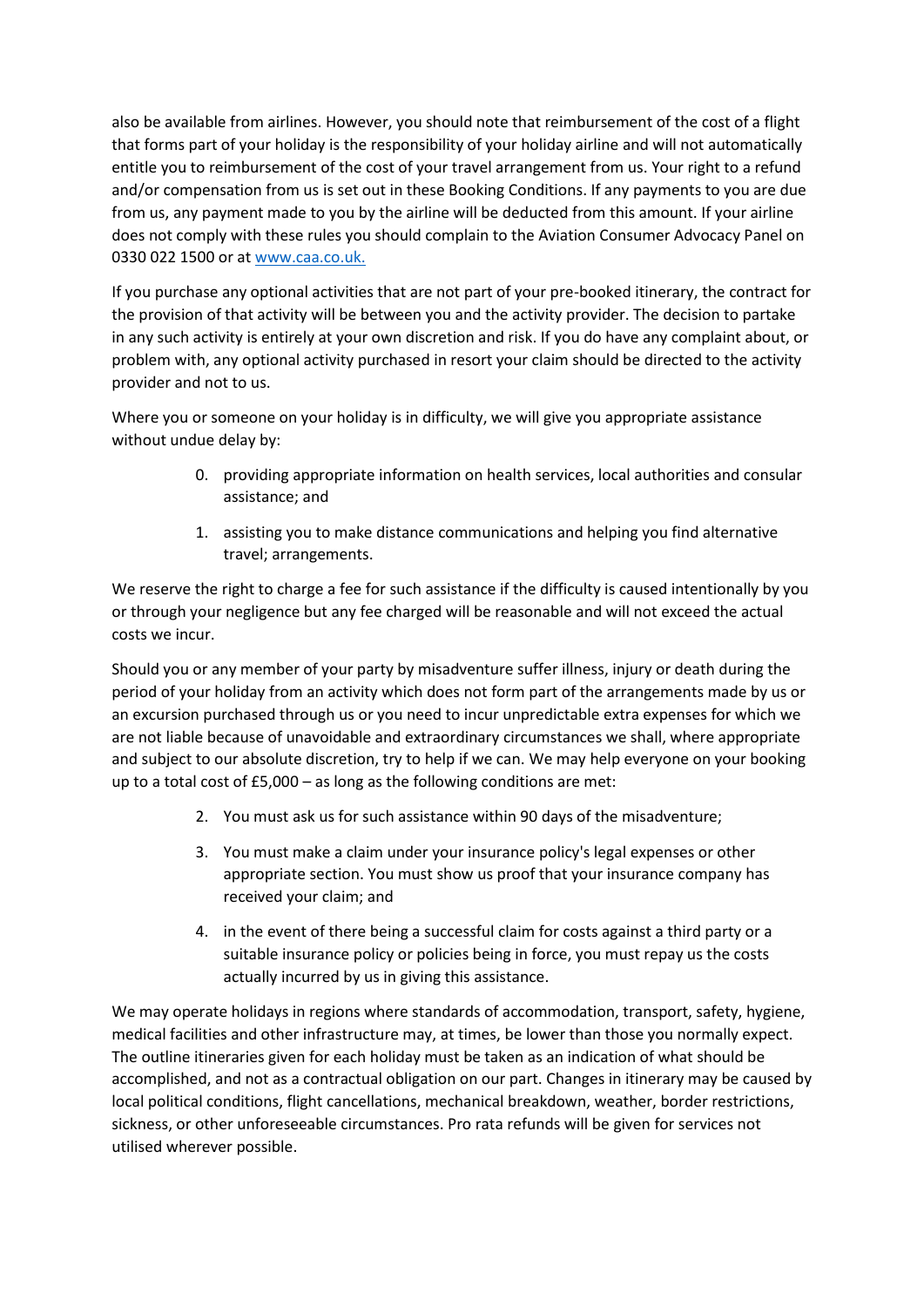also be available from airlines. However, you should note that reimbursement of the cost of a flight that forms part of your holiday is the responsibility of your holiday airline and will not automatically entitle you to reimbursement of the cost of your travel arrangement from us. Your right to a refund and/or compensation from us is set out in these Booking Conditions. If any payments to you are due from us, any payment made to you by the airline will be deducted from this amount. If your airline does not comply with these rules you should complain to the Aviation Consumer Advocacy Panel on 0330 022 1500 or at [www.caa.co.uk.](http://www.caa.co.uk)

If you purchase any optional activities that are not part of your pre-booked itinerary, the contract for the provision of that activity will be between you and the activity provider. The decision to partake in any such activity is entirely at your own discretion and risk. If you do have any complaint about, or problem with, any optional activity purchased in resort your claim should be directed to the activity provider and not to us.

Where you or someone on your holiday is in difficulty, we will give you appropriate assistance without undue delay by:

0. providing appropriate information on health services, local authorities and consular assistance; and
1. assisting you to make distance communications and helping you find alternative travel; arrangements.

We reserve the right to charge a fee for such assistance if the difficulty is caused intentionally by you or through your negligence but any fee charged will be reasonable and will not exceed the actual costs we incur.

Should you or any member of your party by misadventure suffer illness, injury or death during the period of your holiday from an activity which does not form part of the arrangements made by us or an excursion purchased through us or you need to incur unpredictable extra expenses for which we are not liable because of unavoidable and extraordinary circumstances we shall, where appropriate and subject to our absolute discretion, try to help if we can. We may help everyone on your booking up to a total cost of £5,000 – as long as the following conditions are met:

2. You must ask us for such assistance within 90 days of the misadventure;
3. You must make a claim under your insurance policy's legal expenses or other appropriate section. You must show us proof that your insurance company has received your claim; and
4. in the event of there being a successful claim for costs against a third party or a suitable insurance policy or policies being in force, you must repay us the costs actually incurred by us in giving this assistance.

We may operate holidays in regions where standards of accommodation, transport, safety, hygiene, medical facilities and other infrastructure may, at times, be lower than those you normally expect. The outline itineraries given for each holiday must be taken as an indication of what should be accomplished, and not as a contractual obligation on our part. Changes in itinerary may be caused by local political conditions, flight cancellations, mechanical breakdown, weather, border restrictions, sickness, or other unforeseeable circumstances. Pro rata refunds will be given for services not utilised wherever possible.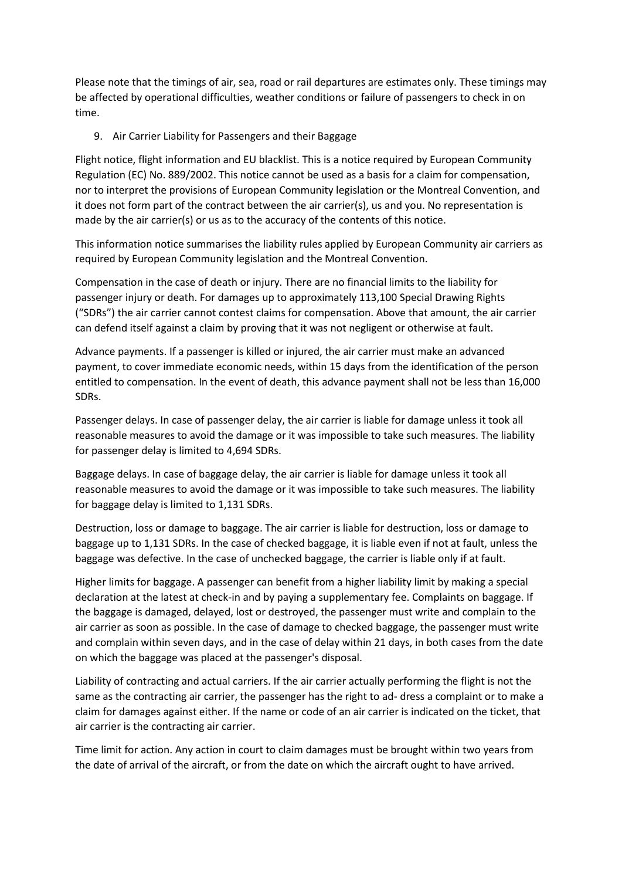Please note that the timings of air, sea, road or rail departures are estimates only. These timings may be affected by operational difficulties, weather conditions or failure of passengers to check in on time.

9. Air Carrier Liability for Passengers and their Baggage

Flight notice, flight information and EU blacklist. This is a notice required by European Community Regulation (EC) No. 889/2002. This notice cannot be used as a basis for a claim for compensation, nor to interpret the provisions of European Community legislation or the Montreal Convention, and it does not form part of the contract between the air carrier(s), us and you. No representation is made by the air carrier(s) or us as to the accuracy of the contents of this notice.

This information notice summarises the liability rules applied by European Community air carriers as required by European Community legislation and the Montreal Convention.

Compensation in the case of death or injury. There are no financial limits to the liability for passenger injury or death. For damages up to approximately 113,100 Special Drawing Rights ("SDRs") the air carrier cannot contest claims for compensation. Above that amount, the air carrier can defend itself against a claim by proving that it was not negligent or otherwise at fault.

Advance payments. If a passenger is killed or injured, the air carrier must make an advanced payment, to cover immediate economic needs, within 15 days from the identification of the person entitled to compensation. In the event of death, this advance payment shall not be less than 16,000 SDRs.

Passenger delays. In case of passenger delay, the air carrier is liable for damage unless it took all reasonable measures to avoid the damage or it was impossible to take such measures. The liability for passenger delay is limited to 4,694 SDRs.

Baggage delays. In case of baggage delay, the air carrier is liable for damage unless it took all reasonable measures to avoid the damage or it was impossible to take such measures. The liability for baggage delay is limited to 1,131 SDRs.

Destruction, loss or damage to baggage. The air carrier is liable for destruction, loss or damage to baggage up to 1,131 SDRs. In the case of checked baggage, it is liable even if not at fault, unless the baggage was defective. In the case of unchecked baggage, the carrier is liable only if at fault.

Higher limits for baggage. A passenger can benefit from a higher liability limit by making a special declaration at the latest at check-in and by paying a supplementary fee. Complaints on baggage. If the baggage is damaged, delayed, lost or destroyed, the passenger must write and complain to the air carrier as soon as possible. In the case of damage to checked baggage, the passenger must write and complain within seven days, and in the case of delay within 21 days, in both cases from the date on which the baggage was placed at the passenger's disposal.

Liability of contracting and actual carriers. If the air carrier actually performing the flight is not the same as the contracting air carrier, the passenger has the right to ad- dress a complaint or to make a claim for damages against either. If the name or code of an air carrier is indicated on the ticket, that air carrier is the contracting air carrier.

Time limit for action. Any action in court to claim damages must be brought within two years from the date of arrival of the aircraft, or from the date on which the aircraft ought to have arrived.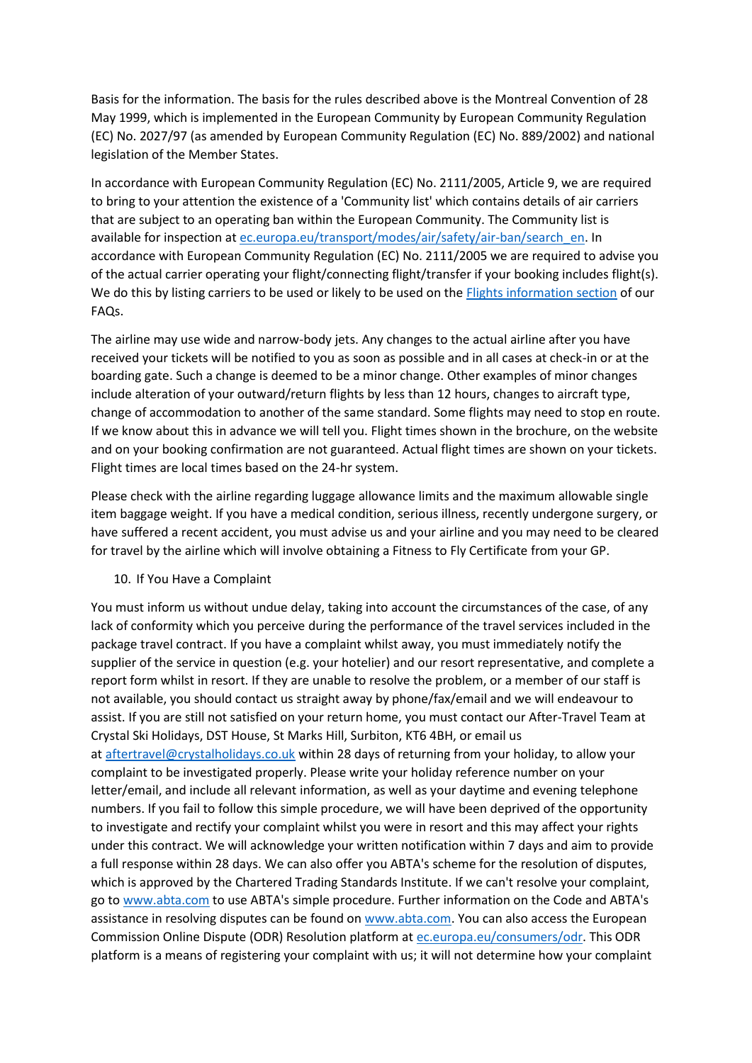Basis for the information. The basis for the rules described above is the Montreal Convention of 28 May 1999, which is implemented in the European Community by European Community Regulation (EC) No. 2027/97 (as amended by European Community Regulation (EC) No. 889/2002) and national legislation of the Member States.

In accordance with European Community Regulation (EC) No. 2111/2005, Article 9, we are required to bring to your attention the existence of a 'Community list' which contains details of air carriers that are subject to an operating ban within the European Community. The Community list is available for inspection at [ec.europa.eu/transport/modes/air/safety/air-ban/search_en](ec.europa.eu/transport/modes/air/safety/air-ban/search_en). In accordance with European Community Regulation (EC) No. 2111/2005 we are required to advise you of the actual carrier operating your flight/connecting flight/transfer if your booking includes flight(s). We do this by listing carriers to be used or likely to be used on the Flights information section of our FAQs.

The airline may use wide and narrow-body jets. Any changes to the actual airline after you have received your tickets will be notified to you as soon as possible and in all cases at check-in or at the boarding gate. Such a change is deemed to be a minor change. Other examples of minor changes include alteration of your outward/return flights by less than 12 hours, changes to aircraft type, change of accommodation to another of the same standard. Some flights may need to stop en route. If we know about this in advance we will tell you. Flight times shown in the brochure, on the website and on your booking confirmation are not guaranteed. Actual flight times are shown on your tickets. Flight times are local times based on the 24-hr system.

Please check with the airline regarding luggage allowance limits and the maximum allowable single item baggage weight. If you have a medical condition, serious illness, recently undergone surgery, or have suffered a recent accident, you must advise us and your airline and you may need to be cleared for travel by the airline which will involve obtaining a Fitness to Fly Certificate from your GP.

10. If You Have a Complaint

You must inform us without undue delay, taking into account the circumstances of the case, of any lack of conformity which you perceive during the performance of the travel services included in the package travel contract. If you have a complaint whilst away, you must immediately notify the supplier of the service in question (e.g. your hotelier) and our resort representative, and complete a report form whilst in resort. If they are unable to resolve the problem, or a member of our staff is not available, you should contact us straight away by phone/fax/email and we will endeavour to assist. If you are still not satisfied on your return home, you must contact our After-Travel Team at Crystal Ski Holidays, DST House, St Marks Hill, Surbiton, KT6 4BH, or email us at aftertravel@crystalholidays.co.uk within 28 days of returning from your holiday, to allow your complaint to be investigated properly. Please write your holiday reference number on your letter/email, and include all relevant information, as well as your daytime and evening telephone numbers. If you fail to follow this simple procedure, we will have been deprived of the opportunity to investigate and rectify your complaint whilst you were in resort and this may affect your rights under this contract. We will acknowledge your written notification within 7 days and aim to provide a full response within 28 days. We can also offer you ABTA's scheme for the resolution of disputes, which is approved by the Chartered Trading Standards Institute. If we can't resolve your complaint, go to www.abta.com to use ABTA's simple procedure. Further information on the Code and ABTA's assistance in resolving disputes can be found on www.abta.com. You can also access the European Commission Online Dispute (ODR) Resolution platform at ec.europa.eu/consumers/odr. This ODR platform is a means of registering your complaint with us; it will not determine how your complaint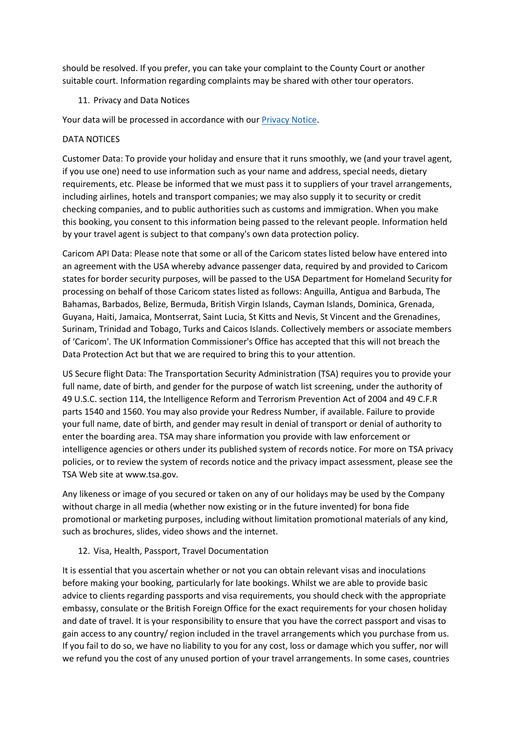should be resolved. If you prefer, you can take your complaint to the County Court or another suitable court. Information regarding complaints may be shared with other tour operators.

11. Privacy and Data Notices

Your data will be processed in accordance with our [Privacy Notice](#).

DATA NOTICES

Customer Data: To provide your holiday and ensure that it runs smoothly, we (and your travel agent, if you use one) need to use information such as your name and address, special needs, dietary requirements, etc. Please be informed that we must pass it to suppliers of your travel arrangements, including airlines, hotels and transport companies; we may also supply it to security or credit checking companies, and to public authorities such as customs and immigration. When you make this booking, you consent to this information being passed to the relevant people. Information held by your travel agent is subject to that company's own data protection policy.

Caricom API Data: Please note that some or all of the Caricom states listed below have entered into an agreement with the USA whereby advance passenger data, required by and provided to Caricom states for border security purposes, will be passed to the USA Department for Homeland Security for processing on behalf of those Caricom states listed as follows: Anguilla, Antigua and Barbuda, The Bahamas, Barbados, Belize, Bermuda, British Virgin Islands, Cayman Islands, Dominica, Grenada, Guyana, Haiti, Jamaica, Montserrat, Saint Lucia, St Kitts and Nevis, St Vincent and the Grenadines, Surinam, Trinidad and Tobago, Turks and Caicos Islands. Collectively members or associate members of 'Caricom'. The UK Information Commissioner's Office has accepted that this will not breach the Data Protection Act but that we are required to bring this to your attention.

US Secure flight Data: The Transportation Security Administration (TSA) requires you to provide your full name, date of birth, and gender for the purpose of watch list screening, under the authority of 49 U.S.C. section 114, the Intelligence Reform and Terrorism Prevention Act of 2004 and 49 C.F.R parts 1540 and 1560. You may also provide your Redress Number, if available. Failure to provide your full name, date of birth, and gender may result in denial of transport or denial of authority to enter the boarding area. TSA may share information you provide with law enforcement or intelligence agencies or others under its published system of records notice. For more on TSA privacy policies, or to review the system of records notice and the privacy impact assessment, please see the TSA Web site at www.tsa.gov.

Any likeness or image of you secured or taken on any of our holidays may be used by the Company without charge in all media (whether now existing or in the future invented) for bona fide promotional or marketing purposes, including without limitation promotional materials of any kind, such as brochures, slides, video shows and the internet.

12. Visa, Health, Passport, Travel Documentation

It is essential that you ascertain whether or not you can obtain relevant visas and inoculations before making your booking, particularly for late bookings. Whilst we are able to provide basic advice to clients regarding passports and visa requirements, you should check with the appropriate embassy, consulate or the British Foreign Office for the exact requirements for your chosen holiday and date of travel. It is your responsibility to ensure that you have the correct passport and visas to gain access to any country/ region included in the travel arrangements which you purchase from us. If you fail to do so, we have no liability to you for any cost, loss or damage which you suffer, nor will we refund you the cost of any unused portion of your travel arrangements. In some cases, countries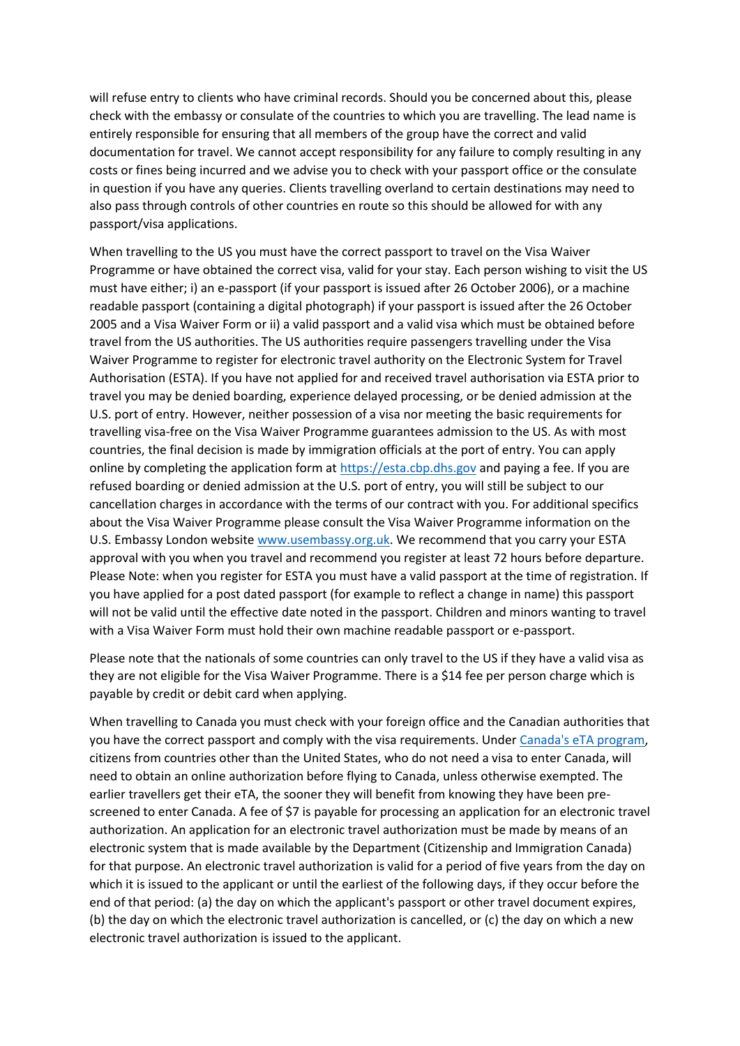will refuse entry to clients who have criminal records. Should you be concerned about this, please check with the embassy or consulate of the countries to which you are travelling. The lead name is entirely responsible for ensuring that all members of the group have the correct and valid documentation for travel. We cannot accept responsibility for any failure to comply resulting in any costs or fines being incurred and we advise you to check with your passport office or the consulate in question if you have any queries. Clients travelling overland to certain destinations may need to also pass through controls of other countries en route so this should be allowed for with any passport/visa applications.

When travelling to the US you must have the correct passport to travel on the Visa Waiver Programme or have obtained the correct visa, valid for your stay. Each person wishing to visit the US must have either; i) an e-passport (if your passport is issued after 26 October 2006), or a machine readable passport (containing a digital photograph) if your passport is issued after the 26 October 2005 and a Visa Waiver Form or ii) a valid passport and a valid visa which must be obtained before travel from the US authorities. The US authorities require passengers travelling under the Visa Waiver Programme to register for electronic travel authority on the Electronic System for Travel Authorisation (ESTA). If you have not applied for and received travel authorisation via ESTA prior to travel you may be denied boarding, experience delayed processing, or be denied admission at the U.S. port of entry. However, neither possession of a visa nor meeting the basic requirements for travelling visa-free on the Visa Waiver Programme guarantees admission to the US. As with most countries, the final decision is made by immigration officials at the port of entry. You can apply online by completing the application form at [https://esta.cbp.dhs.gov](https://esta.cbp.dhs.gov) and paying a fee. If you are refused boarding or denied admission at the U.S. port of entry, you will still be subject to our cancellation charges in accordance with the terms of our contract with you. For additional specifics about the Visa Waiver Programme please consult the Visa Waiver Programme information on the U.S. Embassy London website [www.usembassy.org.uk](http://www.usembassy.org.uk). We recommend that you carry your ESTA approval with you when you travel and recommend you register at least 72 hours before departure. Please Note: when you register for ESTA you must have a valid passport at the time of registration. If you have applied for a post dated passport (for example to reflect a change in name) this passport will not be valid until the effective date noted in the passport. Children and minors wanting to travel with a Visa Waiver Form must hold their own machine readable passport or e-passport.

Please note that the nationals of some countries can only travel to the US if they have a valid visa as they are not eligible for the Visa Waiver Programme. There is a $14 fee per person charge which is payable by credit or debit card when applying.

When travelling to Canada you must check with your foreign office and the Canadian authorities that you have the correct passport and comply with the visa requirements. Under Canada's eTA program, citizens from countries other than the United States, who do not need a visa to enter Canada, will need to obtain an online authorization before flying to Canada, unless otherwise exempted. The earlier travellers get their eTA, the sooner they will benefit from knowing they have been pre-screened to enter Canada. A fee of $7 is payable for processing an application for an electronic travel authorization. An application for an electronic travel authorization must be made by means of an electronic system that is made available by the Department (Citizenship and Immigration Canada) for that purpose. An electronic travel authorization is valid for a period of five years from the day on which it is issued to the applicant or until the earliest of the following days, if they occur before the end of that period: (a) the day on which the applicant's passport or other travel document expires, (b) the day on which the electronic travel authorization is cancelled, or (c) the day on which a new electronic travel authorization is issued to the applicant.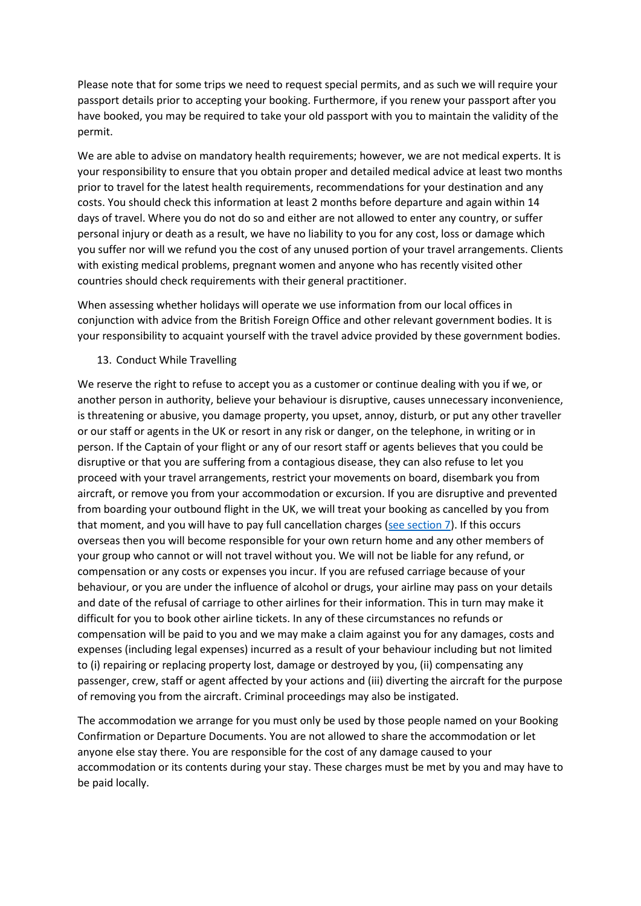Please note that for some trips we need to request special permits, and as such we will require your passport details prior to accepting your booking. Furthermore, if you renew your passport after you have booked, you may be required to take your old passport with you to maintain the validity of the permit.

We are able to advise on mandatory health requirements; however, we are not medical experts. It is your responsibility to ensure that you obtain proper and detailed medical advice at least two months prior to travel for the latest health requirements, recommendations for your destination and any costs. You should check this information at least 2 months before departure and again within 14 days of travel. Where you do not do so and either are not allowed to enter any country, or suffer personal injury or death as a result, we have no liability to you for any cost, loss or damage which you suffer nor will we refund you the cost of any unused portion of your travel arrangements. Clients with existing medical problems, pregnant women and anyone who has recently visited other countries should check requirements with their general practitioner.

When assessing whether holidays will operate we use information from our local offices in conjunction with advice from the British Foreign Office and other relevant government bodies. It is your responsibility to acquaint yourself with the travel advice provided by these government bodies.

13. Conduct While Travelling

We reserve the right to refuse to accept you as a customer or continue dealing with you if we, or another person in authority, believe your behaviour is disruptive, causes unnecessary inconvenience, is threatening or abusive, you damage property, you upset, annoy, disturb, or put any other traveller or our staff or agents in the UK or resort in any risk or danger, on the telephone, in writing or in person. If the Captain of your flight or any of our resort staff or agents believes that you could be disruptive or that you are suffering from a contagious disease, they can also refuse to let you proceed with your travel arrangements, restrict your movements on board, disembark you from aircraft, or remove you from your accommodation or excursion. If you are disruptive and prevented from boarding your outbound flight in the UK, we will treat your booking as cancelled by you from that moment, and you will have to pay full cancellation charges (see section 7). If this occurs overseas then you will become responsible for your own return home and any other members of your group who cannot or will not travel without you. We will not be liable for any refund, or compensation or any costs or expenses you incur. If you are refused carriage because of your behaviour, or you are under the influence of alcohol or drugs, your airline may pass on your details and date of the refusal of carriage to other airlines for their information. This in turn may make it difficult for you to book other airline tickets. In any of these circumstances no refunds or compensation will be paid to you and we may make a claim against you for any damages, costs and expenses (including legal expenses) incurred as a result of your behaviour including but not limited to (i) repairing or replacing property lost, damage or destroyed by you, (ii) compensating any passenger, crew, staff or agent affected by your actions and (iii) diverting the aircraft for the purpose of removing you from the aircraft. Criminal proceedings may also be instigated.

The accommodation we arrange for you must only be used by those people named on your Booking Confirmation or Departure Documents. You are not allowed to share the accommodation or let anyone else stay there. You are responsible for the cost of any damage caused to your accommodation or its contents during your stay. These charges must be met by you and may have to be paid locally.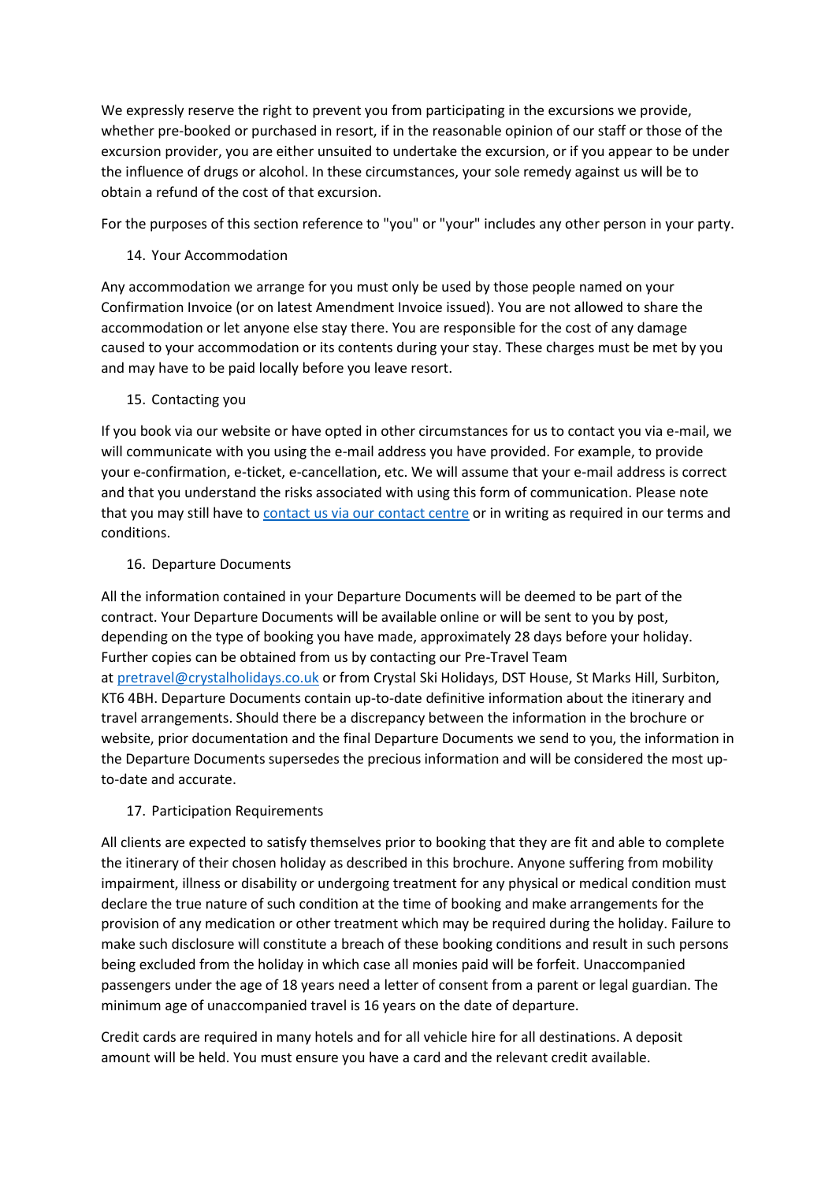We expressly reserve the right to prevent you from participating in the excursions we provide, whether pre-booked or purchased in resort, if in the reasonable opinion of our staff or those of the excursion provider, you are either unsuited to undertake the excursion, or if you appear to be under the influence of drugs or alcohol. In these circumstances, your sole remedy against us will be to obtain a refund of the cost of that excursion.

For the purposes of this section reference to "you" or "your" includes any other person in your party.

14. Your Accommodation

Any accommodation we arrange for you must only be used by those people named on your Confirmation Invoice (or on latest Amendment Invoice issued). You are not allowed to share the accommodation or let anyone else stay there. You are responsible for the cost of any damage caused to your accommodation or its contents during your stay. These charges must be met by you and may have to be paid locally before you leave resort.

15. Contacting you

If you book via our website or have opted in other circumstances for us to contact you via e-mail, we will communicate with you using the e-mail address you have provided. For example, to provide your e-confirmation, e-ticket, e-cancellation, etc. We will assume that your e-mail address is correct and that you understand the risks associated with using this form of communication. Please note that you may still have to contact us via our contact centre or in writing as required in our terms and conditions.

16. Departure Documents

All the information contained in your Departure Documents will be deemed to be part of the contract. Your Departure Documents will be available online or will be sent to you by post, depending on the type of booking you have made, approximately 28 days before your holiday. Further copies can be obtained from us by contacting our Pre-Travel Team at pretravel@crystalholidays.co.uk or from Crystal Ski Holidays, DST House, St Marks Hill, Surbiton, KT6 4BH. Departure Documents contain up-to-date definitive information about the itinerary and travel arrangements. Should there be a discrepancy between the information in the brochure or website, prior documentation and the final Departure Documents we send to you, the information in the Departure Documents supersedes the precious information and will be considered the most up-to-date and accurate.

17. Participation Requirements

All clients are expected to satisfy themselves prior to booking that they are fit and able to complete the itinerary of their chosen holiday as described in this brochure. Anyone suffering from mobility impairment, illness or disability or undergoing treatment for any physical or medical condition must declare the true nature of such condition at the time of booking and make arrangements for the provision of any medication or other treatment which may be required during the holiday. Failure to make such disclosure will constitute a breach of these booking conditions and result in such persons being excluded from the holiday in which case all monies paid will be forfeit. Unaccompanied passengers under the age of 18 years need a letter of consent from a parent or legal guardian. The minimum age of unaccompanied travel is 16 years on the date of departure.

Credit cards are required in many hotels and for all vehicle hire for all destinations. A deposit amount will be held. You must ensure you have a card and the relevant credit available.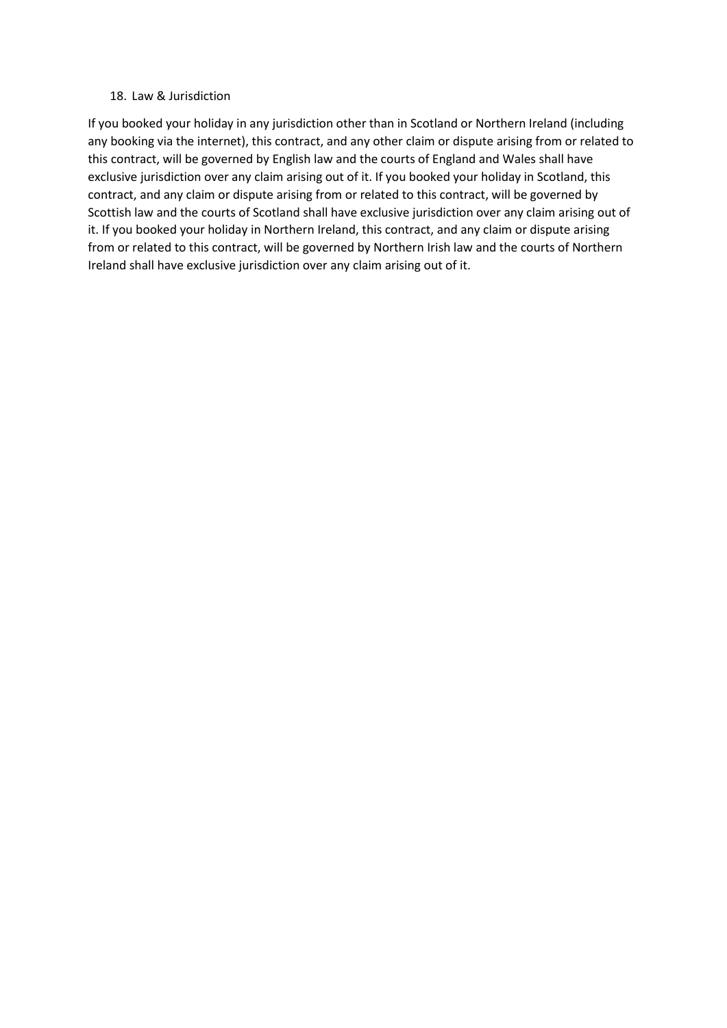18. Law & Jurisdiction

If you booked your holiday in any jurisdiction other than in Scotland or Northern Ireland (including any booking via the internet), this contract, and any other claim or dispute arising from or related to this contract, will be governed by English law and the courts of England and Wales shall have exclusive jurisdiction over any claim arising out of it. If you booked your holiday in Scotland, this contract, and any claim or dispute arising from or related to this contract, will be governed by Scottish law and the courts of Scotland shall have exclusive jurisdiction over any claim arising out of it. If you booked your holiday in Northern Ireland, this contract, and any claim or dispute arising from or related to this contract, will be governed by Northern Irish law and the courts of Northern Ireland shall have exclusive jurisdiction over any claim arising out of it.